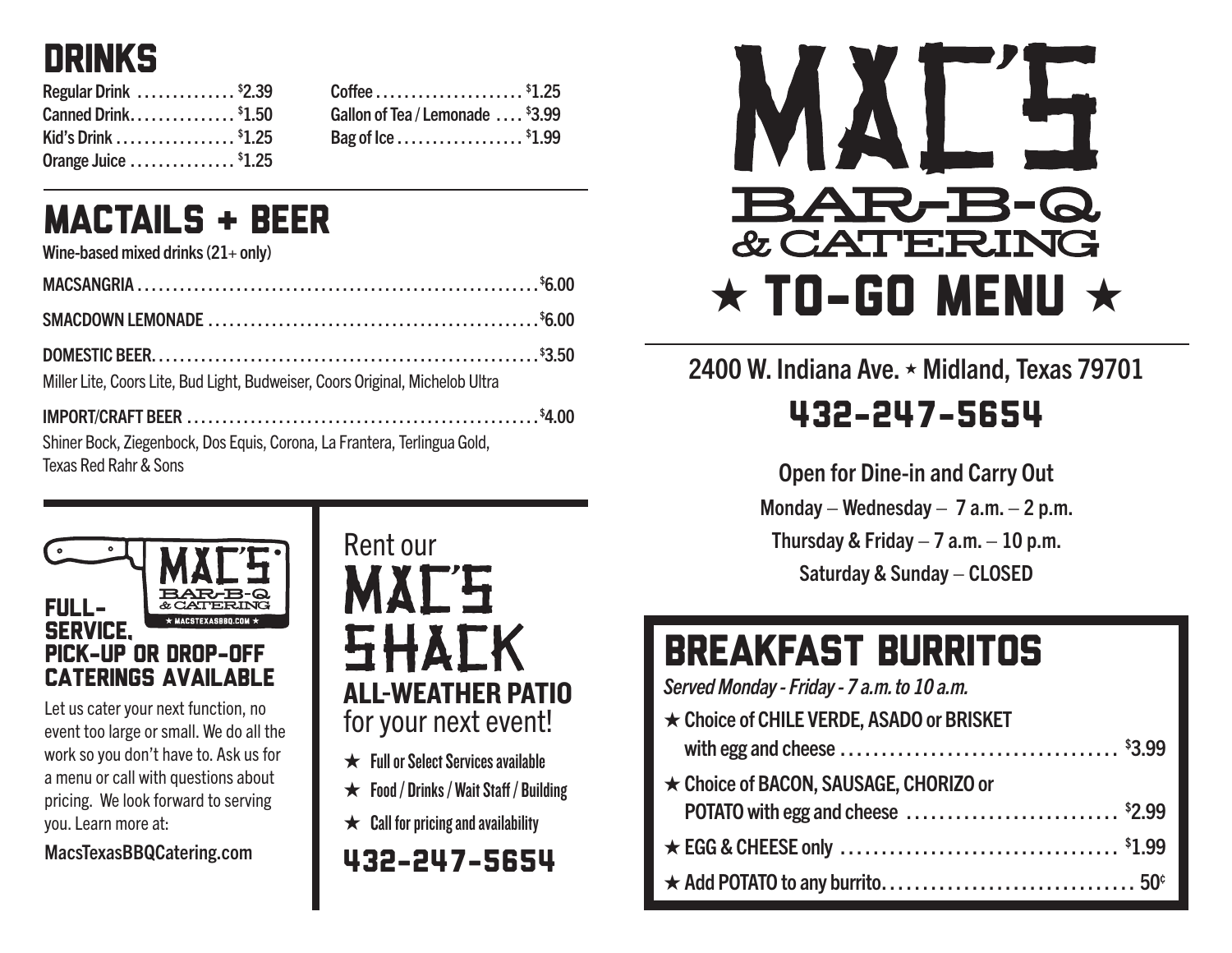# DRINKS

| Item | Price |
| --- | --- |
| Regular Drink | $2.39 |
| Canned Drink | $1.50 |
| Kid's Drink | $1.25 |
| Orange Juice | $1.25 |
| Coffee | $1.25 |
| Gallon of Tea / Lemonade | $3.99 |
| Bag of Ice | $1.99 |

# MACTAILS + BEER

Wine-based mixed drinks (21+ only)

MACSANGRIA ........ $6.00

SMACDOWN LEMONADE ........ $6.00

DOMESTIC BEER ........ $3.50
Miller Lite, Coors Lite, Bud Light, Budweiser, Coors Original, Michelob Ultra

IMPORT/CRAFT BEER ........ $4.00
Shiner Bock, Ziegenbock, Dos Equis, Corona, La Frantera, Terlingua Gold, Texas Red Rahr & Sons

MAC'S BAR-B-Q & CATERING ★ MACSTEXASBBQ.COM ★

## FULL-SERVICE, PICK-UP OR DROP-OFF CATERINGS AVAILABLE

Let us cater your next function, no event too large or small. We do all the work so you don't have to. Ask us for a menu or call with questions about pricing. We look forward to serving you. Learn more at:

MacsTexasBBQCatering.com

## Rent our MAC'S SHACK ALL-WEATHER PATIO for your next event!

- ★ Full or Select Services available
- ★ Food / Drinks / Wait Staff / Building
- ★ Call for pricing and availability

432-247-5654

# MAC'S BAR-B-Q & CATERING

## ★ TO-GO MENU ★

2400 W. Indiana Ave. ★ Midland, Texas 79701

432-247-5654

**Open for Dine-in and Carry Out**

Monday – Wednesday – 7 a.m. – 2 p.m.

Thursday & Friday – 7 a.m. – 10 p.m.

Saturday & Sunday – CLOSED

# BREAKFAST BURRITOS

*Served Monday - Friday - 7 a.m. to 10 a.m.*

- ★ Choice of CHILE VERDE, ASADO or BRISKET with egg and cheese ........ $3.99
- ★ Choice of BACON, SAUSAGE, CHORIZO or POTATO with egg and cheese ........ $2.99
- ★ EGG & CHEESE only ........ $1.99
- ★ Add POTATO to any burrito ........ 50¢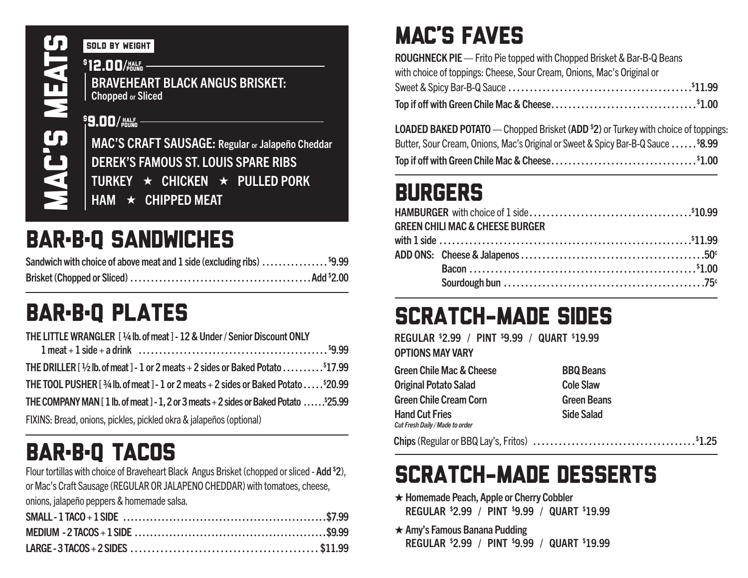# MAC'S MEATS

SOLD BY WEIGHT

**$12.00/HALF POUND**

**BRAVEHEART BLACK ANGUS BRISKET:**
**Chopped or Sliced**

**$9.00/HALF POUND**

**MAC'S CRAFT SAUSAGE: Regular or Jalapeño Cheddar**
**DEREK'S FAMOUS ST. LOUIS SPARE RIBS**
**TURKEY ★ CHICKEN ★ PULLED PORK**
**HAM ★ CHIPPED MEAT**

# BAR-B-Q SANDWICHES

Sandwich with choice of above meat and 1 side (excluding ribs) ................ $9.99
Brisket (Chopped or Sliced) ................ Add $2.00

# BAR-B-Q PLATES

THE LITTLE WRANGLER [ ¼ lb. of meat ] - 12 & Under / Senior Discount ONLY
1 meat + 1 side + a drink ................ $9.99

THE DRILLER [ ½ lb. of meat ] - 1 or 2 meats + 2 sides or Baked Potato ................ $17.99

THE TOOL PUSHER [ ¾ lb. of meat ] - 1 or 2 meats + 2 sides or Baked Potato ................ $20.99

THE COMPANY MAN [ 1 lb. of meat ] - 1, 2 or 3 meats + 2 sides or Baked Potato ................ $25.99

FIXINS: Bread, onions, pickles, pickled okra & jalapeños (optional)

# BAR-B-Q TACOS

Flour tortillas with choice of Braveheart Black Angus Brisket (chopped or sliced - **Add $2**), or Mac's Craft Sausage (REGULAR OR JALAPENO CHEDDAR) with tomatoes, cheese, onions, jalapeño peppers & homemade salsa.

SMALL - 1 TACO + 1 SIDE ................ $7.99
MEDIUM - 2 TACOS + 1 SIDE ................ $9.99
LARGE - 3 TACOS + 2 SIDES ................ $11.99

# MAC'S FAVES

**ROUGHNECK PIE** — Frito Pie topped with Chopped Brisket & Bar-B-Q Beans with choice of toppings: Cheese, Sour Cream, Onions, Mac's Original or Sweet & Spicy Bar-B-Q Sauce ................ $11.99
Top if off with Green Chile Mac & Cheese ................ $1.00

**LOADED BAKED POTATO** — Chopped Brisket (**ADD $2**) or Turkey with choice of toppings: Butter, Sour Cream, Onions, Mac's Original or Sweet & Spicy Bar-B-Q Sauce ................ $8.99
Top if off with Green Chile Mac & Cheese ................ $1.00

# BURGERS

**HAMBURGER** with choice of 1 side ................ $10.99
**GREEN CHILI MAC & CHEESE BURGER**
with 1 side ................ $11.99

ADD ONS:
- Cheese & Jalapenos ................ 50¢
- Bacon ................ $1.00
- Sourdough bun ................ 75¢

# SCRATCH-MADE SIDES

REGULAR $2.99 / PINT $9.99 / QUART $19.99
OPTIONS MAY VARY

- Green Chile Mac & Cheese
- Original Potato Salad
- Green Chile Cream Corn
- Hand Cut Fries *Cut Fresh Daily / Made to order*
- BBQ Beans
- Cole Slaw
- Green Beans
- Side Salad

**Chips** (Regular or BBQ Lay's, Fritos) ................ $1.25

# SCRATCH-MADE DESSERTS

★ **Homemade Peach, Apple or Cherry Cobbler**
REGULAR $2.99 / PINT $9.99 / QUART $19.99

★ **Amy's Famous Banana Pudding**
REGULAR $2.99 / PINT $9.99 / QUART $19.99